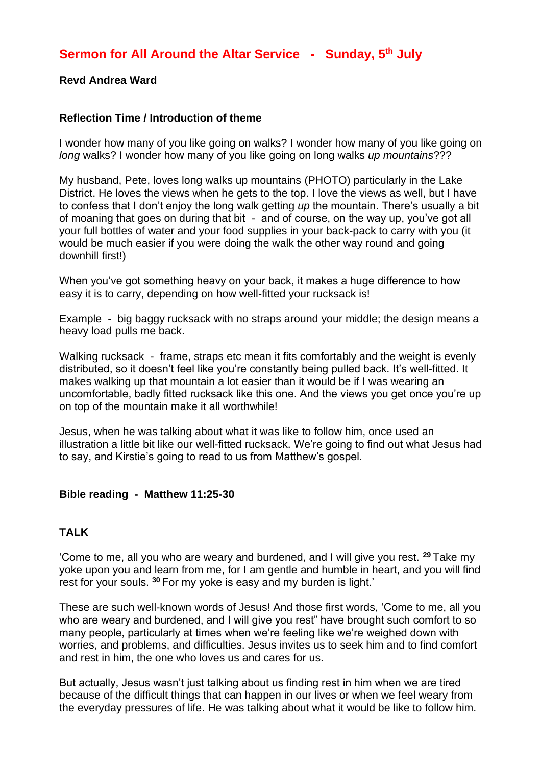# Sermon for All Around the Altar Service - Sunday, 5th July

**Revd Andrea Ward**

### Reflection Time / Introduction of theme

I wonder how many of you like going on walks? I wonder how many of you like going on *long* walks? I wonder how many of you like going on long walks *up mountains*???

My husband, Pete, loves long walks up mountains (PHOTO) particularly in the Lake District. He loves the views when he gets to the top. I love the views as well, but I have to confess that I don't enjoy the long walk getting *up* the mountain. There's usually a bit of moaning that goes on during that bit - and of course, on the way up, you've got all your full bottles of water and your food supplies in your back-pack to carry with you (it would be much easier if you were doing the walk the other way round and going downhill first!)

When you've got something heavy on your back, it makes a huge difference to how easy it is to carry, depending on how well-fitted your rucksack is!

Example - big baggy rucksack with no straps around your middle; the design means a heavy load pulls me back.

Walking rucksack - frame, straps etc mean it fits comfortably and the weight is evenly distributed, so it doesn't feel like you're constantly being pulled back. It's well-fitted. It makes walking up that mountain a lot easier than it would be if I was wearing an uncomfortable, badly fitted rucksack like this one. And the views you get once you're up on top of the mountain make it all worthwhile!

Jesus, when he was talking about what it was like to follow him, once used an illustration a little bit like our well-fitted rucksack. We're going to find out what Jesus had to say, and Kirstie's going to read to us from Matthew's gospel.

### Bible reading - Matthew 11:25-30

### TALK

'Come to me, all you who are weary and burdened, and I will give you rest. [29] Take my yoke upon you and learn from me, for I am gentle and humble in heart, and you will find rest for your souls. [30] For my yoke is easy and my burden is light.'

These are such well-known words of Jesus! And those first words, 'Come to me, all you who are weary and burdened, and I will give you rest" have brought such comfort to so many people, particularly at times when we're feeling like we're weighed down with worries, and problems, and difficulties. Jesus invites us to seek him and to find comfort and rest in him, the one who loves us and cares for us.

But actually, Jesus wasn't just talking about us finding rest in him when we are tired because of the difficult things that can happen in our lives or when we feel weary from the everyday pressures of life. He was talking about what it would be like to follow him.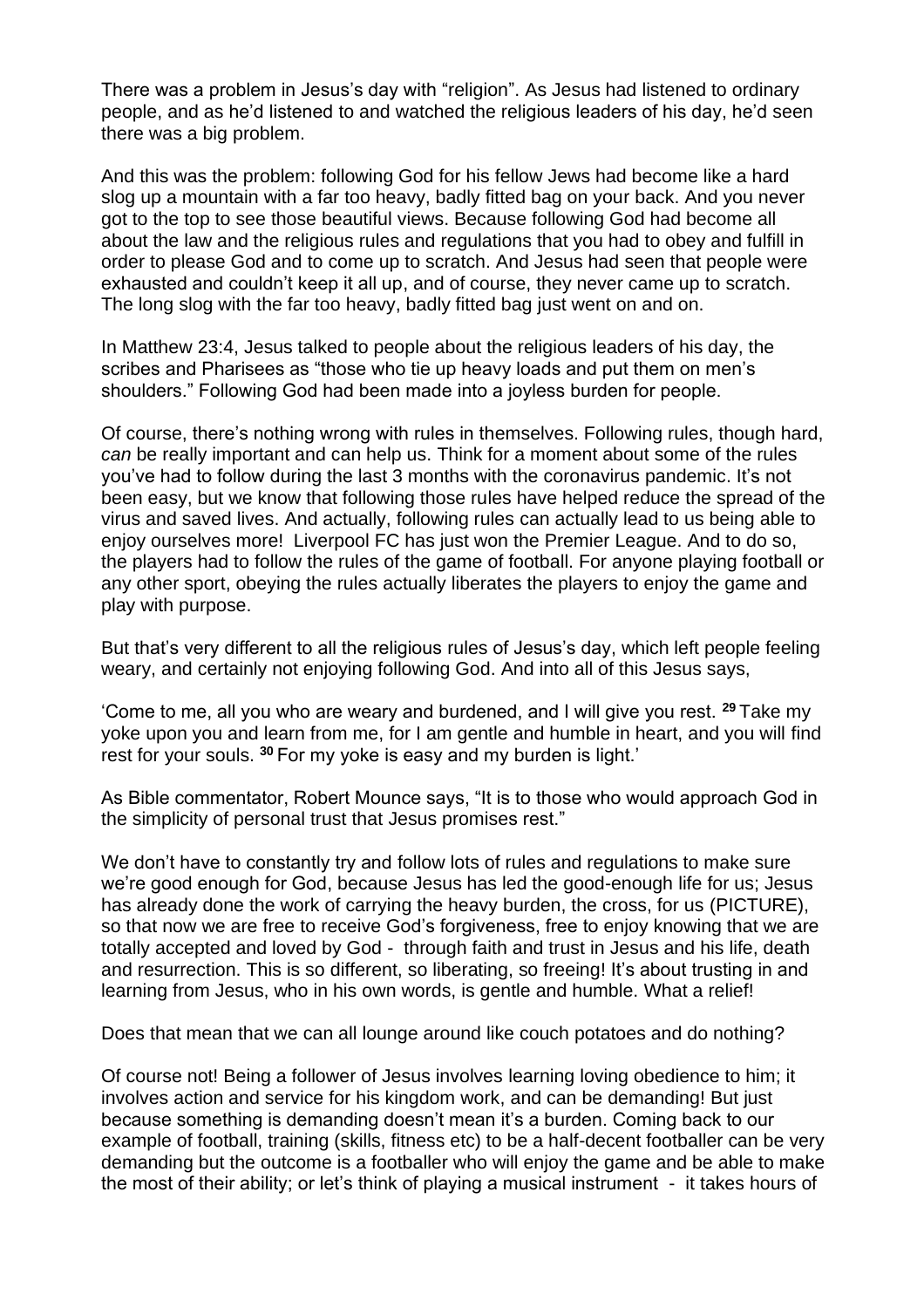There was a problem in Jesus's day with "religion". As Jesus had listened to ordinary people, and as he'd listened to and watched the religious leaders of his day, he'd seen there was a big problem.

And this was the problem: following God for his fellow Jews had become like a hard slog up a mountain with a far too heavy, badly fitted bag on your back. And you never got to the top to see those beautiful views. Because following God had become all about the law and the religious rules and regulations that you had to obey and fulfill in order to please God and to come up to scratch. And Jesus had seen that people were exhausted and couldn't keep it all up, and of course, they never came up to scratch. The long slog with the far too heavy, badly fitted bag just went on and on.

In Matthew 23:4, Jesus talked to people about the religious leaders of his day, the scribes and Pharisees as "those who tie up heavy loads and put them on men's shoulders." Following God had been made into a joyless burden for people.

Of course, there's nothing wrong with rules in themselves. Following rules, though hard, *can* be really important and can help us. Think for a moment about some of the rules you've had to follow during the last 3 months with the coronavirus pandemic. It's not been easy, but we know that following those rules have helped reduce the spread of the virus and saved lives. And actually, following rules can actually lead to us being able to enjoy ourselves more! Liverpool FC has just won the Premier League. And to do so, the players had to follow the rules of the game of football. For anyone playing football or any other sport, obeying the rules actually liberates the players to enjoy the game and play with purpose.

But that's very different to all the religious rules of Jesus's day, which left people feeling weary, and certainly not enjoying following God. And into all of this Jesus says,

'Come to me, all you who are weary and burdened, and I will give you rest. **29** Take my yoke upon you and learn from me, for I am gentle and humble in heart, and you will find rest for your souls. **30** For my yoke is easy and my burden is light.'

As Bible commentator, Robert Mounce says, "It is to those who would approach God in the simplicity of personal trust that Jesus promises rest."

We don't have to constantly try and follow lots of rules and regulations to make sure we're good enough for God, because Jesus has led the good-enough life for us; Jesus has already done the work of carrying the heavy burden, the cross, for us (PICTURE), so that now we are free to receive God's forgiveness, free to enjoy knowing that we are totally accepted and loved by God - through faith and trust in Jesus and his life, death and resurrection. This is so different, so liberating, so freeing! It's about trusting in and learning from Jesus, who in his own words, is gentle and humble. What a relief!

Does that mean that we can all lounge around like couch potatoes and do nothing?

Of course not! Being a follower of Jesus involves learning loving obedience to him; it involves action and service for his kingdom work, and can be demanding! But just because something is demanding doesn't mean it's a burden. Coming back to our example of football, training (skills, fitness etc) to be a half-decent footballer can be very demanding but the outcome is a footballer who will enjoy the game and be able to make the most of their ability; or let's think of playing a musical instrument - it takes hours of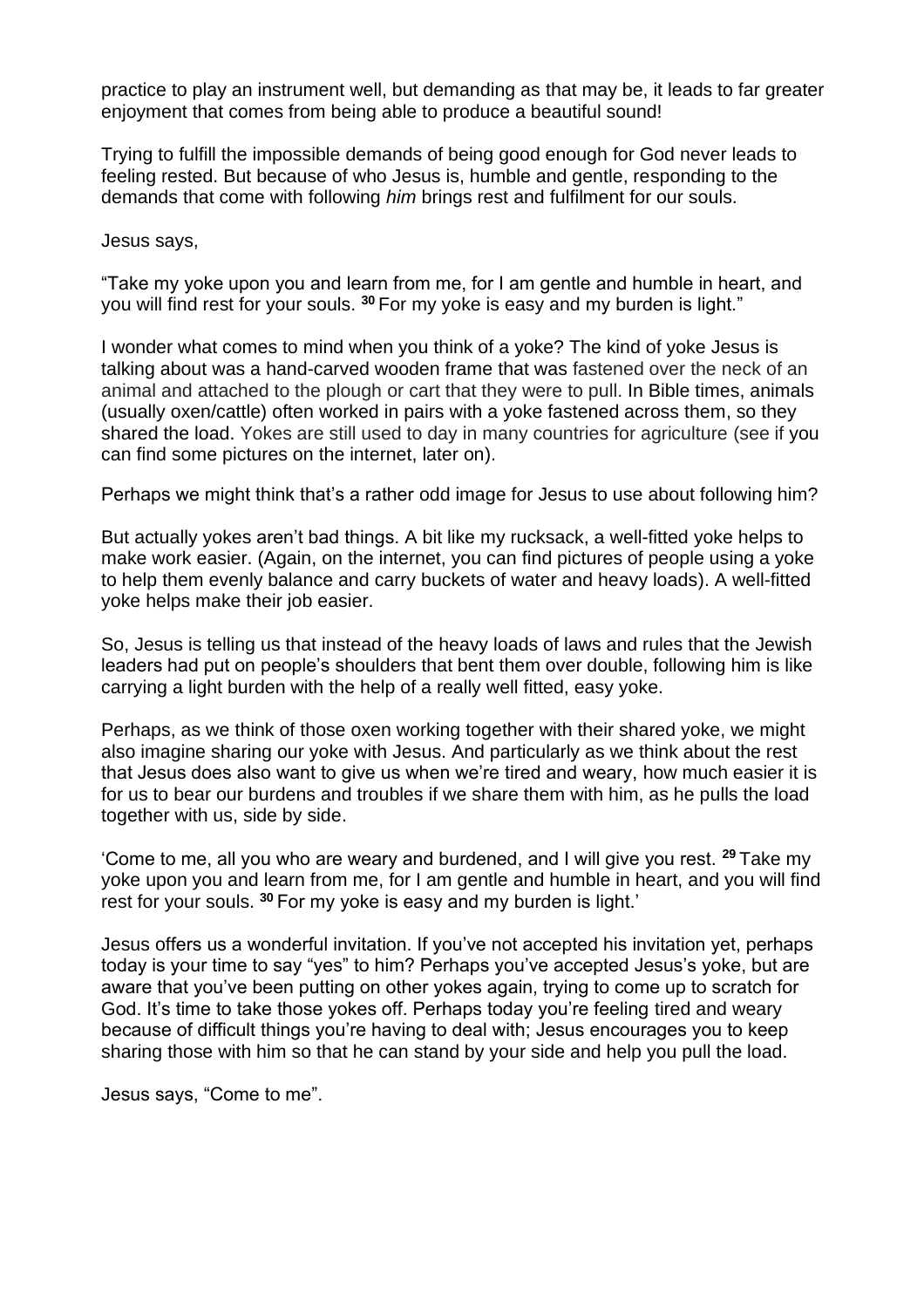practice to play an instrument well, but demanding as that may be, it leads to far greater enjoyment that comes from being able to produce a beautiful sound!

Trying to fulfill the impossible demands of being good enough for God never leads to feeling rested. But because of who Jesus is, humble and gentle, responding to the demands that come with following *him* brings rest and fulfilment for our souls.

Jesus says,

"Take my yoke upon you and learn from me, for I am gentle and humble in heart, and you will find rest for your souls. **30** For my yoke is easy and my burden is light."

I wonder what comes to mind when you think of a yoke? The kind of yoke Jesus is talking about was a hand-carved wooden frame that was fastened over the neck of an animal and attached to the plough or cart that they were to pull. In Bible times, animals (usually oxen/cattle) often worked in pairs with a yoke fastened across them, so they shared the load. Yokes are still used to day in many countries for agriculture (see if you can find some pictures on the internet, later on).

Perhaps we might think that's a rather odd image for Jesus to use about following him?

But actually yokes aren't bad things. A bit like my rucksack, a well-fitted yoke helps to make work easier. (Again, on the internet, you can find pictures of people using a yoke to help them evenly balance and carry buckets of water and heavy loads). A well-fitted yoke helps make their job easier.

So, Jesus is telling us that instead of the heavy loads of laws and rules that the Jewish leaders had put on people's shoulders that bent them over double, following him is like carrying a light burden with the help of a really well fitted, easy yoke.

Perhaps, as we think of those oxen working together with their shared yoke, we might also imagine sharing our yoke with Jesus. And particularly as we think about the rest that Jesus does also want to give us when we're tired and weary, how much easier it is for us to bear our burdens and troubles if we share them with him, as he pulls the load together with us, side by side.

'Come to me, all you who are weary and burdened, and I will give you rest. **29** Take my yoke upon you and learn from me, for I am gentle and humble in heart, and you will find rest for your souls. **30** For my yoke is easy and my burden is light.'

Jesus offers us a wonderful invitation. If you've not accepted his invitation yet, perhaps today is your time to say "yes" to him? Perhaps you've accepted Jesus's yoke, but are aware that you've been putting on other yokes again, trying to come up to scratch for God. It's time to take those yokes off. Perhaps today you're feeling tired and weary because of difficult things you're having to deal with; Jesus encourages you to keep sharing those with him so that he can stand by your side and help you pull the load.

Jesus says, "Come to me".